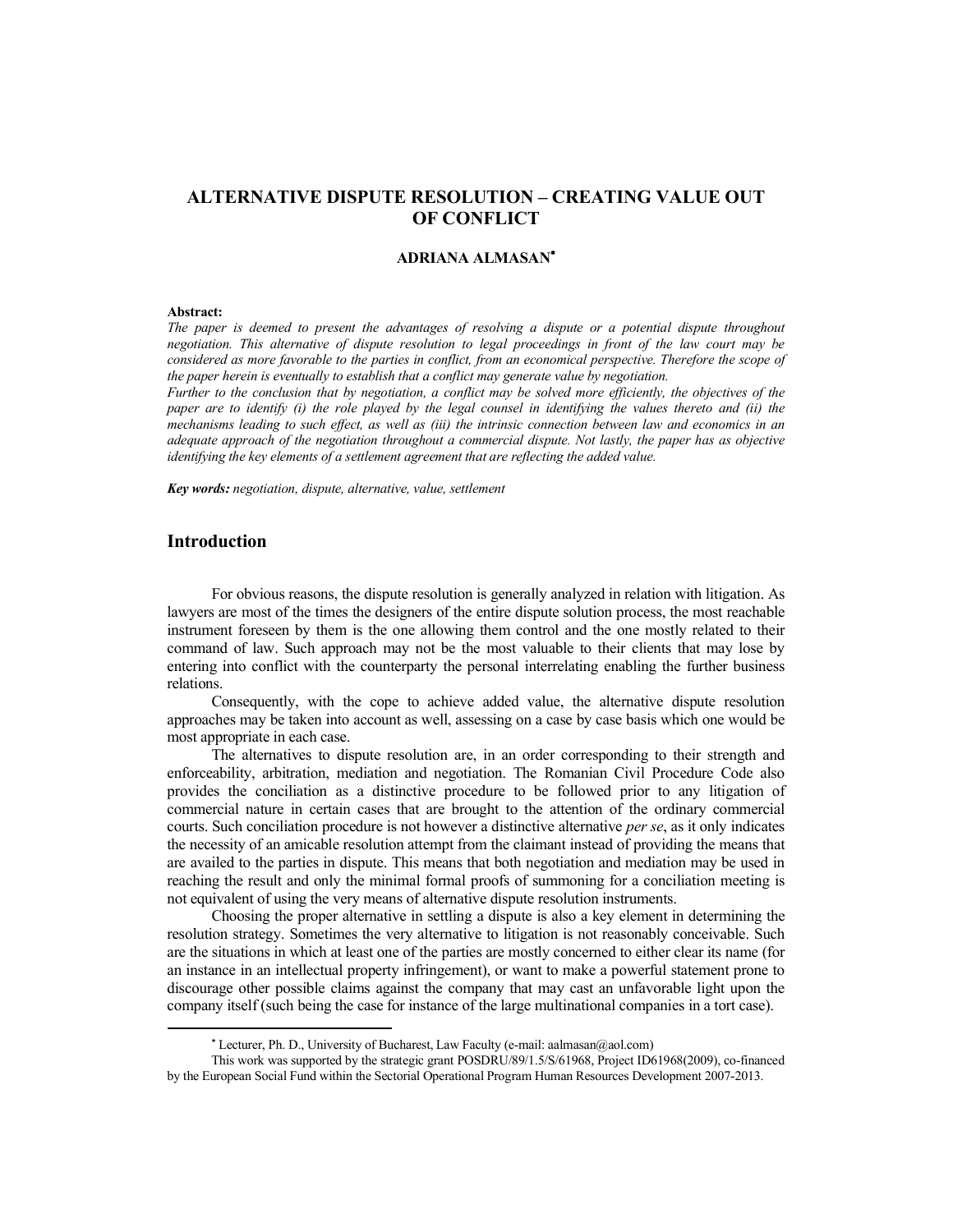# ALTERNATIVE DISPUTE RESOLUTION – CREATING VALUE OUT OF CONFLICT

**ADRIANA ALMASAN***

**Abstract:**

*The paper is deemed to present the advantages of resolving a dispute or a potential dispute throughout negotiation. This alternative of dispute resolution to legal proceedings in front of the law court may be considered as more favorable to the parties in conflict, from an economical perspective. Therefore the scope of the paper herein is eventually to establish that a conflict may generate value by negotiation.*

*Further to the conclusion that by negotiation, a conflict may be solved more efficiently, the objectives of the paper are to identify (i) the role played by the legal counsel in identifying the values thereto and (ii) the mechanisms leading to such effect, as well as (iii) the intrinsic connection between law and economics in an adequate approach of the negotiation throughout a commercial dispute. Not lastly, the paper has as objective identifying the key elements of a settlement agreement that are reflecting the added value.*

***Key words:*** *negotiation, dispute, alternative, value, settlement*

## Introduction

For obvious reasons, the dispute resolution is generally analyzed in relation with litigation. As lawyers are most of the times the designers of the entire dispute solution process, the most reachable instrument foreseen by them is the one allowing them control and the one mostly related to their command of law. Such approach may not be the most valuable to their clients that may lose by entering into conflict with the counterparty the personal interrelating enabling the further business relations.

Consequently, with the cope to achieve added value, the alternative dispute resolution approaches may be taken into account as well, assessing on a case by case basis which one would be most appropriate in each case.

The alternatives to dispute resolution are, in an order corresponding to their strength and enforceability, arbitration, mediation and negotiation. The Romanian Civil Procedure Code also provides the conciliation as a distinctive procedure to be followed prior to any litigation of commercial nature in certain cases that are brought to the attention of the ordinary commercial courts. Such conciliation procedure is not however a distinctive alternative *per se*, as it only indicates the necessity of an amicable resolution attempt from the claimant instead of providing the means that are availed to the parties in dispute. This means that both negotiation and mediation may be used in reaching the result and only the minimal formal proofs of summoning for a conciliation meeting is not equivalent of using the very means of alternative dispute resolution instruments.

Choosing the proper alternative in settling a dispute is also a key element in determining the resolution strategy. Sometimes the very alternative to litigation is not reasonably conceivable. Such are the situations in which at least one of the parties are mostly concerned to either clear its name (for an instance in an intellectual property infringement), or want to make a powerful statement prone to discourage other possible claims against the company that may cast an unfavorable light upon the company itself (such being the case for instance of the large multinational companies in a tort case).

---

\* Lecturer, Ph. D., University of Bucharest, Law Faculty (e-mail: aalmasan@aol.com)

This work was supported by the strategic grant POSDRU/89/1.5/S/61968, Project ID61968(2009), co-financed by the European Social Fund within the Sectorial Operational Program Human Resources Development 2007-2013.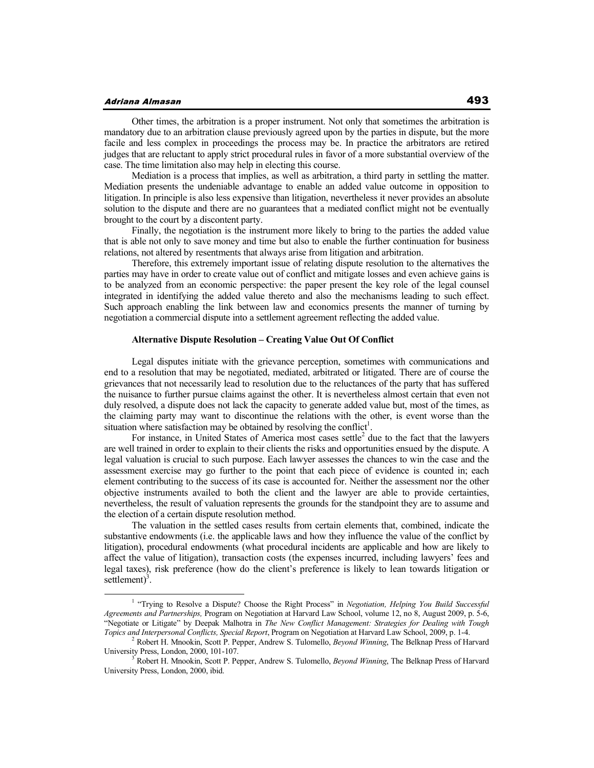Other times, the arbitration is a proper instrument. Not only that sometimes the arbitration is mandatory due to an arbitration clause previously agreed upon by the parties in dispute, but the more facile and less complex in proceedings the process may be. In practice the arbitrators are retired judges that are reluctant to apply strict procedural rules in favor of a more substantial overview of the case. The time limitation also may help in electing this course.

Mediation is a process that implies, as well as arbitration, a third party in settling the matter. Mediation presents the undeniable advantage to enable an added value outcome in opposition to litigation. In principle is also less expensive than litigation, nevertheless it never provides an absolute solution to the dispute and there are no guarantees that a mediated conflict might not be eventually brought to the court by a discontent party.

Finally, the negotiation is the instrument more likely to bring to the parties the added value that is able not only to save money and time but also to enable the further continuation for business relations, not altered by resentments that always arise from litigation and arbitration.

Therefore, this extremely important issue of relating dispute resolution to the alternatives the parties may have in order to create value out of conflict and mitigate losses and even achieve gains is to be analyzed from an economic perspective: the paper present the key role of the legal counsel integrated in identifying the added value thereto and also the mechanisms leading to such effect. Such approach enabling the link between law and economics presents the manner of turning by negotiation a commercial dispute into a settlement agreement reflecting the added value.

### Alternative Dispute Resolution – Creating Value Out Of Conflict

Legal disputes initiate with the grievance perception, sometimes with communications and end to a resolution that may be negotiated, mediated, arbitrated or litigated. There are of course the grievances that not necessarily lead to resolution due to the reluctances of the party that has suffered the nuisance to further pursue claims against the other. It is nevertheless almost certain that even not duly resolved, a dispute does not lack the capacity to generate added value but, most of the times, as the claiming party may want to discontinue the relations with the other, is event worse than the situation where satisfaction may be obtained by resolving the conflict[1].

For instance, in United States of America most cases settle[2] due to the fact that the lawyers are well trained in order to explain to their clients the risks and opportunities ensued by the dispute. A legal valuation is crucial to such purpose. Each lawyer assesses the chances to win the case and the assessment exercise may go further to the point that each piece of evidence is counted in; each element contributing to the success of its case is accounted for. Neither the assessment nor the other objective instruments availed to both the client and the lawyer are able to provide certainties, nevertheless, the result of valuation represents the grounds for the standpoint they are to assume and the election of a certain dispute resolution method.

The valuation in the settled cases results from certain elements that, combined, indicate the substantive endowments (i.e. the applicable laws and how they influence the value of the conflict by litigation), procedural endowments (what procedural incidents are applicable and how are likely to affect the value of litigation), transaction costs (the expenses incurred, including lawyers' fees and legal taxes), risk preference (how do the client's preference is likely to lean towards litigation or settlement)[3].

---

[1] "Trying to Resolve a Dispute? Choose the Right Process" in *Negotiation, Helping You Build Successful Agreements and Partnerships,* Program on Negotiation at Harvard Law School, volume 12, no 8, August 2009, p. 5-6, "Negotiate or Litigate" by Deepak Malhotra in *The New Conflict Management: Strategies for Dealing with Tough Topics and Interpersonal Conflicts, Special Report*, Program on Negotiation at Harvard Law School, 2009, p. 1-4.

[2] Robert H. Mnookin, Scott P. Pepper, Andrew S. Tulomello, *Beyond Winning*, The Belknap Press of Harvard University Press, London, 2000, 101-107.

[3] Robert H. Mnookin, Scott P. Pepper, Andrew S. Tulomello, *Beyond Winning*, The Belknap Press of Harvard University Press, London, 2000, ibid.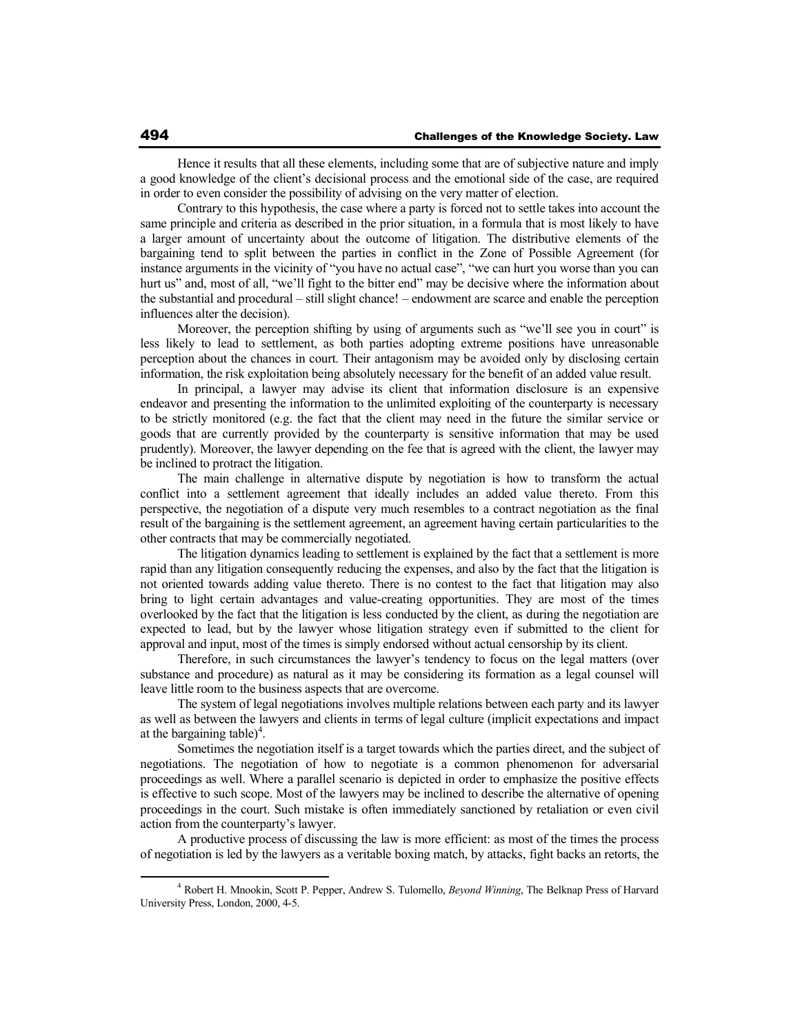Hence it results that all these elements, including some that are of subjective nature and imply a good knowledge of the client's decisional process and the emotional side of the case, are required in order to even consider the possibility of advising on the very matter of election.

Contrary to this hypothesis, the case where a party is forced not to settle takes into account the same principle and criteria as described in the prior situation, in a formula that is most likely to have a larger amount of uncertainty about the outcome of litigation. The distributive elements of the bargaining tend to split between the parties in conflict in the Zone of Possible Agreement (for instance arguments in the vicinity of "you have no actual case", "we can hurt you worse than you can hurt us" and, most of all, "we'll fight to the bitter end" may be decisive where the information about the substantial and procedural – still slight chance! – endowment are scarce and enable the perception influences alter the decision).

Moreover, the perception shifting by using of arguments such as "we'll see you in court" is less likely to lead to settlement, as both parties adopting extreme positions have unreasonable perception about the chances in court. Their antagonism may be avoided only by disclosing certain information, the risk exploitation being absolutely necessary for the benefit of an added value result.

In principal, a lawyer may advise its client that information disclosure is an expensive endeavor and presenting the information to the unlimited exploiting of the counterparty is necessary to be strictly monitored (e.g. the fact that the client may need in the future the similar service or goods that are currently provided by the counterparty is sensitive information that may be used prudently). Moreover, the lawyer depending on the fee that is agreed with the client, the lawyer may be inclined to protract the litigation.

The main challenge in alternative dispute by negotiation is how to transform the actual conflict into a settlement agreement that ideally includes an added value thereto. From this perspective, the negotiation of a dispute very much resembles to a contract negotiation as the final result of the bargaining is the settlement agreement, an agreement having certain particularities to the other contracts that may be commercially negotiated.

The litigation dynamics leading to settlement is explained by the fact that a settlement is more rapid than any litigation consequently reducing the expenses, and also by the fact that the litigation is not oriented towards adding value thereto. There is no contest to the fact that litigation may also bring to light certain advantages and value-creating opportunities. They are most of the times overlooked by the fact that the litigation is less conducted by the client, as during the negotiation are expected to lead, but by the lawyer whose litigation strategy even if submitted to the client for approval and input, most of the times is simply endorsed without actual censorship by its client.

Therefore, in such circumstances the lawyer's tendency to focus on the legal matters (over substance and procedure) as natural as it may be considering its formation as a legal counsel will leave little room to the business aspects that are overcome.

The system of legal negotiations involves multiple relations between each party and its lawyer as well as between the lawyers and clients in terms of legal culture (implicit expectations and impact at the bargaining table)[4].

Sometimes the negotiation itself is a target towards which the parties direct, and the subject of negotiations. The negotiation of how to negotiate is a common phenomenon for adversarial proceedings as well. Where a parallel scenario is depicted in order to emphasize the positive effects is effective to such scope. Most of the lawyers may be inclined to describe the alternative of opening proceedings in the court. Such mistake is often immediately sanctioned by retaliation or even civil action from the counterparty's lawyer.

A productive process of discussing the law is more efficient: as most of the times the process of negotiation is led by the lawyers as a veritable boxing match, by attacks, fight backs an retorts, the

---

[4] Robert H. Mnookin, Scott P. Pepper, Andrew S. Tulomello, *Beyond Winning*, The Belknap Press of Harvard University Press, London, 2000, 4-5.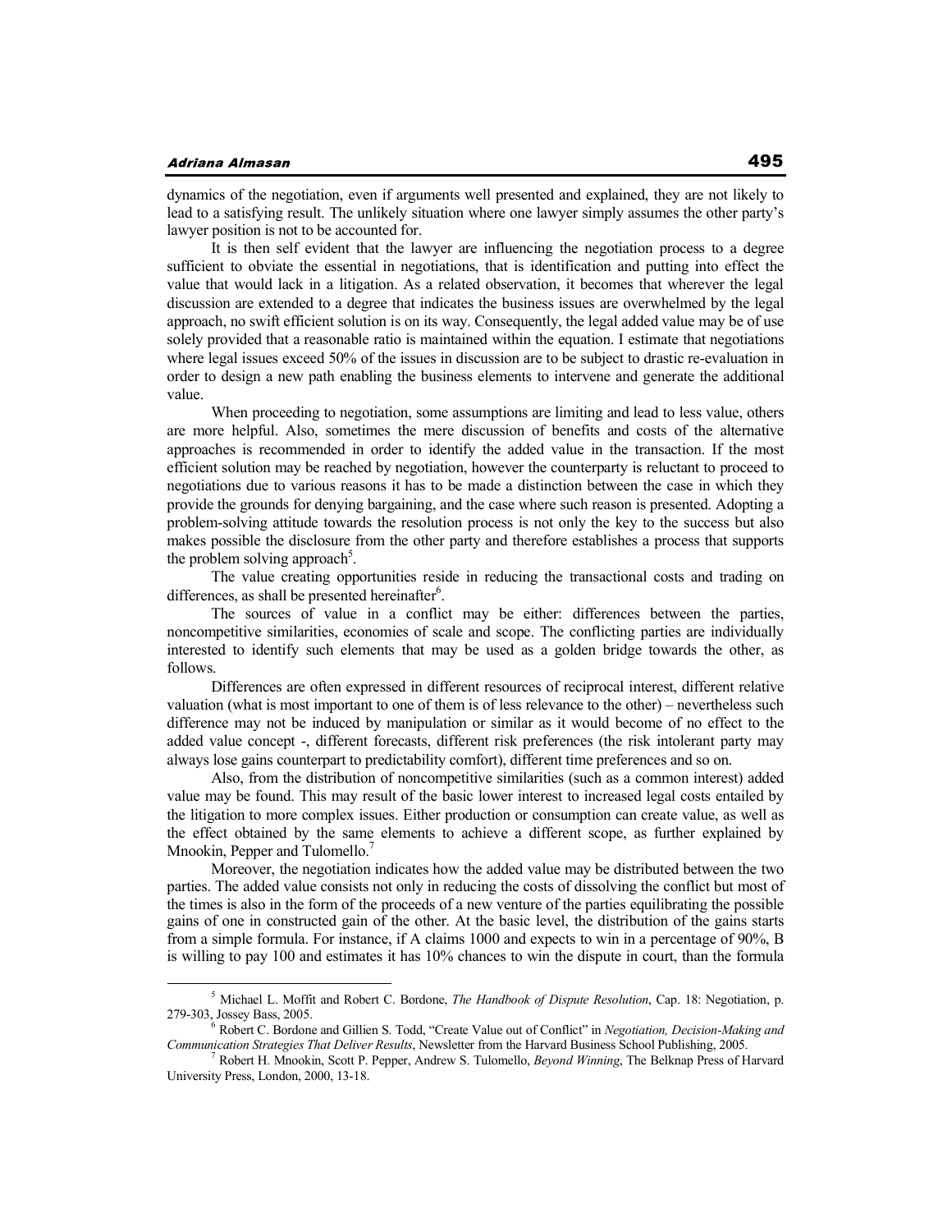dynamics of the negotiation, even if arguments well presented and explained, they are not likely to lead to a satisfying result. The unlikely situation where one lawyer simply assumes the other party's lawyer position is not to be accounted for.

It is then self evident that the lawyer are influencing the negotiation process to a degree sufficient to obviate the essential in negotiations, that is identification and putting into effect the value that would lack in a litigation. As a related observation, it becomes that wherever the legal discussion are extended to a degree that indicates the business issues are overwhelmed by the legal approach, no swift efficient solution is on its way. Consequently, the legal added value may be of use solely provided that a reasonable ratio is maintained within the equation. I estimate that negotiations where legal issues exceed 50% of the issues in discussion are to be subject to drastic re-evaluation in order to design a new path enabling the business elements to intervene and generate the additional value.

When proceeding to negotiation, some assumptions are limiting and lead to less value, others are more helpful. Also, sometimes the mere discussion of benefits and costs of the alternative approaches is recommended in order to identify the added value in the transaction. If the most efficient solution may be reached by negotiation, however the counterparty is reluctant to proceed to negotiations due to various reasons it has to be made a distinction between the case in which they provide the grounds for denying bargaining, and the case where such reason is presented. Adopting a problem-solving attitude towards the resolution process is not only the key to the success but also makes possible the disclosure from the other party and therefore establishes a process that supports the problem solving approach[5].

The value creating opportunities reside in reducing the transactional costs and trading on differences, as shall be presented hereinafter[6].

The sources of value in a conflict may be either: differences between the parties, noncompetitive similarities, economies of scale and scope. The conflicting parties are individually interested to identify such elements that may be used as a golden bridge towards the other, as follows.

Differences are often expressed in different resources of reciprocal interest, different relative valuation (what is most important to one of them is of less relevance to the other) – nevertheless such difference may not be induced by manipulation or similar as it would become of no effect to the added value concept -, different forecasts, different risk preferences (the risk intolerant party may always lose gains counterpart to predictability comfort), different time preferences and so on.

Also, from the distribution of noncompetitive similarities (such as a common interest) added value may be found. This may result of the basic lower interest to increased legal costs entailed by the litigation to more complex issues. Either production or consumption can create value, as well as the effect obtained by the same elements to achieve a different scope, as further explained by Mnookin, Pepper and Tulomello.[7]

Moreover, the negotiation indicates how the added value may be distributed between the two parties. The added value consists not only in reducing the costs of dissolving the conflict but most of the times is also in the form of the proceeds of a new venture of the parties equilibrating the possible gains of one in constructed gain of the other. At the basic level, the distribution of the gains starts from a simple formula. For instance, if A claims 1000 and expects to win in a percentage of 90%, B is willing to pay 100 and estimates it has 10% chances to win the dispute in court, than the formula

---

[5] Michael L. Moffit and Robert C. Bordone, *The Handbook of Dispute Resolution*, Cap. 18: Negotiation, p. 279-303, Jossey Bass, 2005.

[6] Robert C. Bordone and Gillien S. Todd, "Create Value out of Conflict" in *Negotiation, Decision-Making and Communication Strategies That Deliver Results*, Newsletter from the Harvard Business School Publishing, 2005.

[7] Robert H. Mnookin, Scott P. Pepper, Andrew S. Tulomello, *Beyond Winning*, The Belknap Press of Harvard University Press, London, 2000, 13-18.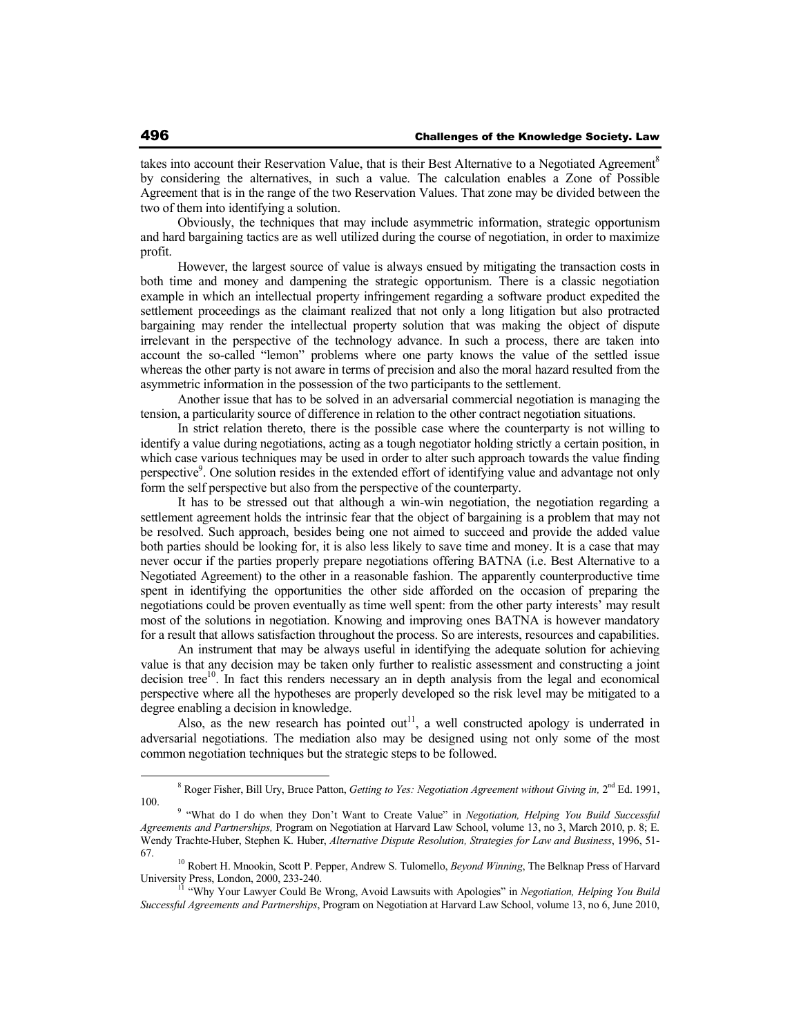takes into account their Reservation Value, that is their Best Alternative to a Negotiated Agreement[8] by considering the alternatives, in such a value. The calculation enables a Zone of Possible Agreement that is in the range of the two Reservation Values. That zone may be divided between the two of them into identifying a solution.

Obviously, the techniques that may include asymmetric information, strategic opportunism and hard bargaining tactics are as well utilized during the course of negotiation, in order to maximize profit.

However, the largest source of value is always ensued by mitigating the transaction costs in both time and money and dampening the strategic opportunism. There is a classic negotiation example in which an intellectual property infringement regarding a software product expedited the settlement proceedings as the claimant realized that not only a long litigation but also protracted bargaining may render the intellectual property solution that was making the object of dispute irrelevant in the perspective of the technology advance. In such a process, there are taken into account the so-called "lemon" problems where one party knows the value of the settled issue whereas the other party is not aware in terms of precision and also the moral hazard resulted from the asymmetric information in the possession of the two participants to the settlement.

Another issue that has to be solved in an adversarial commercial negotiation is managing the tension, a particularity source of difference in relation to the other contract negotiation situations.

In strict relation thereto, there is the possible case where the counterparty is not willing to identify a value during negotiations, acting as a tough negotiator holding strictly a certain position, in which case various techniques may be used in order to alter such approach towards the value finding perspective[9]. One solution resides in the extended effort of identifying value and advantage not only form the self perspective but also from the perspective of the counterparty.

It has to be stressed out that although a win-win negotiation, the negotiation regarding a settlement agreement holds the intrinsic fear that the object of bargaining is a problem that may not be resolved. Such approach, besides being one not aimed to succeed and provide the added value both parties should be looking for, it is also less likely to save time and money. It is a case that may never occur if the parties properly prepare negotiations offering BATNA (i.e. Best Alternative to a Negotiated Agreement) to the other in a reasonable fashion. The apparently counterproductive time spent in identifying the opportunities the other side afforded on the occasion of preparing the negotiations could be proven eventually as time well spent: from the other party interests' may result most of the solutions in negotiation. Knowing and improving ones BATNA is however mandatory for a result that allows satisfaction throughout the process. So are interests, resources and capabilities.

An instrument that may be always useful in identifying the adequate solution for achieving value is that any decision may be taken only further to realistic assessment and constructing a joint decision tree[10]. In fact this renders necessary an in depth analysis from the legal and economical perspective where all the hypotheses are properly developed so the risk level may be mitigated to a degree enabling a decision in knowledge.

Also, as the new research has pointed out[11], a well constructed apology is underrated in adversarial negotiations. The mediation also may be designed using not only some of the most common negotiation techniques but the strategic steps to be followed.

---

[8] Roger Fisher, Bill Ury, Bruce Patton, *Getting to Yes: Negotiation Agreement without Giving in,* 2nd Ed. 1991, 100.

[9] "What do I do when they Don't Want to Create Value" in *Negotiation, Helping You Build Successful Agreements and Partnerships,* Program on Negotiation at Harvard Law School, volume 13, no 3, March 2010, p. 8; E. Wendy Trachte-Huber, Stephen K. Huber, *Alternative Dispute Resolution, Strategies for Law and Business*, 1996, 51-67.

[10] Robert H. Mnookin, Scott P. Pepper, Andrew S. Tulomello, *Beyond Winning*, The Belknap Press of Harvard University Press, London, 2000, 233-240.

[11] "Why Your Lawyer Could Be Wrong, Avoid Lawsuits with Apologies" in *Negotiation, Helping You Build Successful Agreements and Partnerships*, Program on Negotiation at Harvard Law School, volume 13, no 6, June 2010,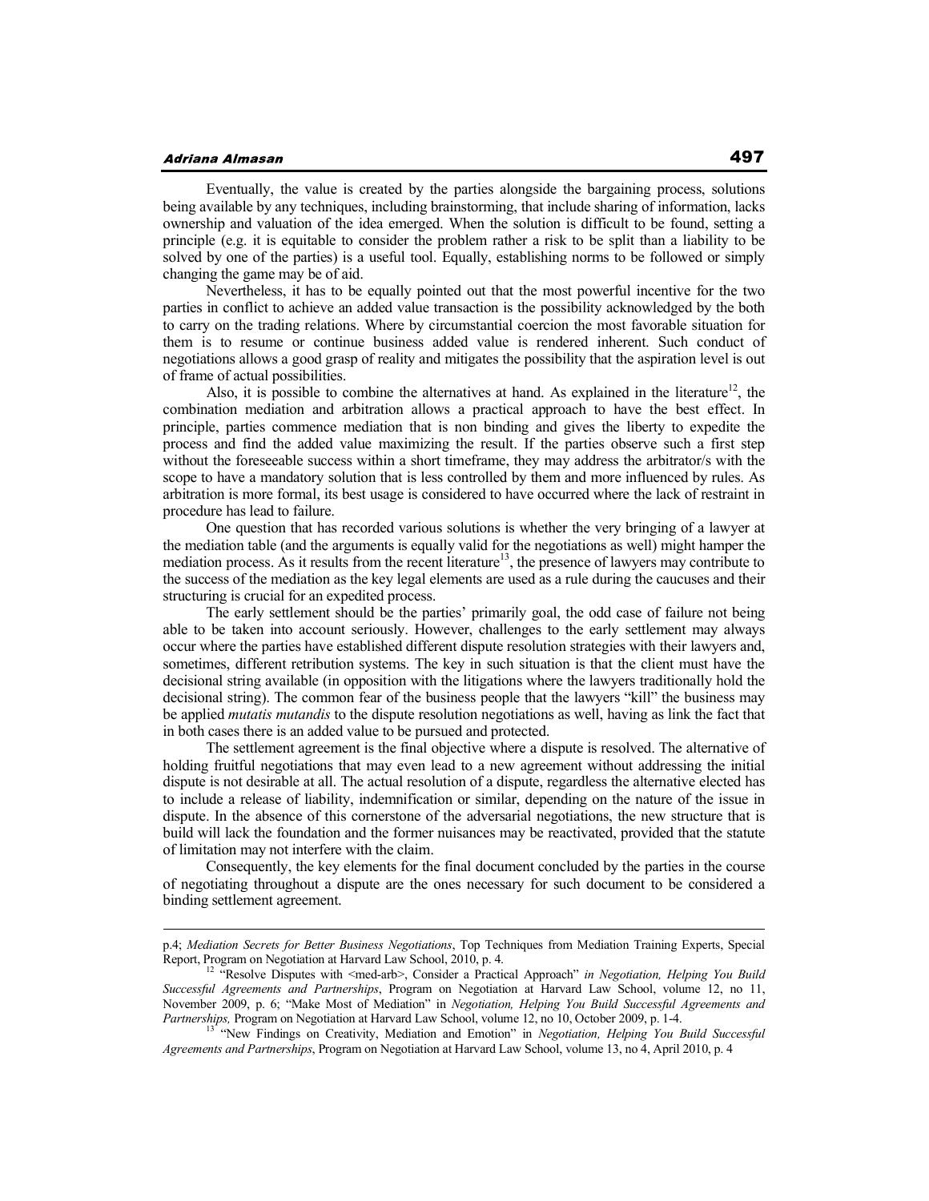Eventually, the value is created by the parties alongside the bargaining process, solutions being available by any techniques, including brainstorming, that include sharing of information, lacks ownership and valuation of the idea emerged. When the solution is difficult to be found, setting a principle (e.g. it is equitable to consider the problem rather a risk to be split than a liability to be solved by one of the parties) is a useful tool. Equally, establishing norms to be followed or simply changing the game may be of aid.

Nevertheless, it has to be equally pointed out that the most powerful incentive for the two parties in conflict to achieve an added value transaction is the possibility acknowledged by the both to carry on the trading relations. Where by circumstantial coercion the most favorable situation for them is to resume or continue business added value is rendered inherent. Such conduct of negotiations allows a good grasp of reality and mitigates the possibility that the aspiration level is out of frame of actual possibilities.

Also, it is possible to combine the alternatives at hand. As explained in the literature[12], the combination mediation and arbitration allows a practical approach to have the best effect. In principle, parties commence mediation that is non binding and gives the liberty to expedite the process and find the added value maximizing the result. If the parties observe such a first step without the foreseeable success within a short timeframe, they may address the arbitrator/s with the scope to have a mandatory solution that is less controlled by them and more influenced by rules. As arbitration is more formal, its best usage is considered to have occurred where the lack of restraint in procedure has lead to failure.

One question that has recorded various solutions is whether the very bringing of a lawyer at the mediation table (and the arguments is equally valid for the negotiations as well) might hamper the mediation process. As it results from the recent literature[13], the presence of lawyers may contribute to the success of the mediation as the key legal elements are used as a rule during the caucuses and their structuring is crucial for an expedited process.

The early settlement should be the parties' primarily goal, the odd case of failure not being able to be taken into account seriously. However, challenges to the early settlement may always occur where the parties have established different dispute resolution strategies with their lawyers and, sometimes, different retribution systems. The key in such situation is that the client must have the decisional string available (in opposition with the litigations where the lawyers traditionally hold the decisional string). The common fear of the business people that the lawyers "kill" the business may be applied *mutatis mutandis* to the dispute resolution negotiations as well, having as link the fact that in both cases there is an added value to be pursued and protected.

The settlement agreement is the final objective where a dispute is resolved. The alternative of holding fruitful negotiations that may even lead to a new agreement without addressing the initial dispute is not desirable at all. The actual resolution of a dispute, regardless the alternative elected has to include a release of liability, indemnification or similar, depending on the nature of the issue in dispute. In the absence of this cornerstone of the adversarial negotiations, the new structure that is build will lack the foundation and the former nuisances may be reactivated, provided that the statute of limitation may not interfere with the claim.

Consequently, the key elements for the final document concluded by the parties in the course of negotiating throughout a dispute are the ones necessary for such document to be considered a binding settlement agreement.

---

p.4; *Mediation Secrets for Better Business Negotiations*, Top Techniques from Mediation Training Experts, Special Report, Program on Negotiation at Harvard Law School, 2010, p. 4.

[12] "Resolve Disputes with <med-arb>, Consider a Practical Approach" *in Negotiation, Helping You Build Successful Agreements and Partnerships*, Program on Negotiation at Harvard Law School, volume 12, no 11, November 2009, p. 6; "Make Most of Mediation" in *Negotiation, Helping You Build Successful Agreements and Partnerships,* Program on Negotiation at Harvard Law School, volume 12, no 10, October 2009, p. 1-4.

[13] "New Findings on Creativity, Mediation and Emotion" in *Negotiation, Helping You Build Successful Agreements and Partnerships*, Program on Negotiation at Harvard Law School, volume 13, no 4, April 2010, p. 4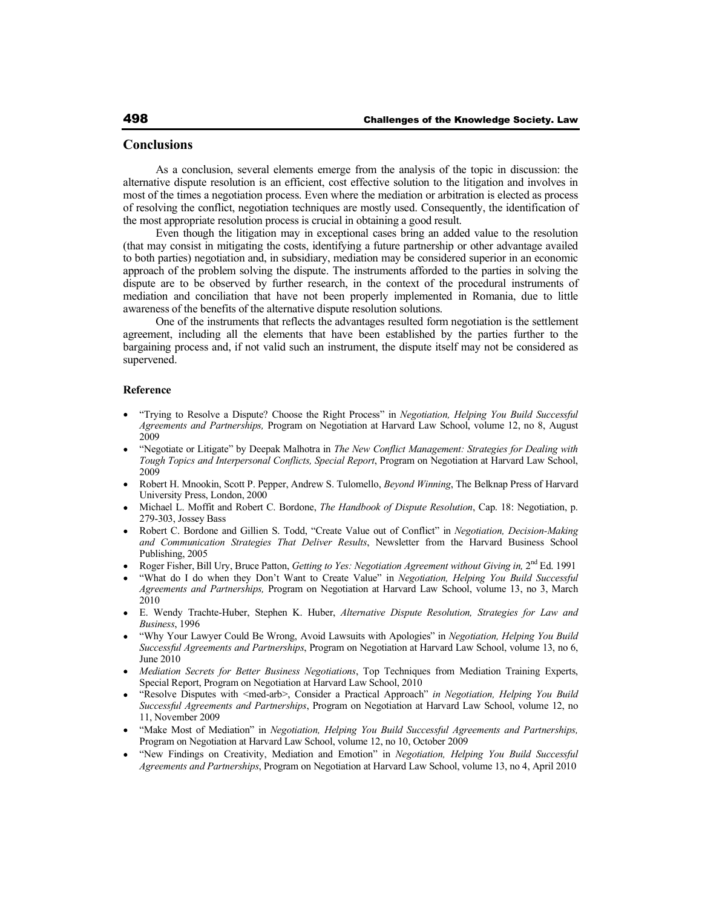## Conclusions

As a conclusion, several elements emerge from the analysis of the topic in discussion: the alternative dispute resolution is an efficient, cost effective solution to the litigation and involves in most of the times a negotiation process. Even where the mediation or arbitration is elected as process of resolving the conflict, negotiation techniques are mostly used. Consequently, the identification of the most appropriate resolution process is crucial in obtaining a good result.

Even though the litigation may in exceptional cases bring an added value to the resolution (that may consist in mitigating the costs, identifying a future partnership or other advantage availed to both parties) negotiation and, in subsidiary, mediation may be considered superior in an economic approach of the problem solving the dispute. The instruments afforded to the parties in solving the dispute are to be observed by further research, in the context of the procedural instruments of mediation and conciliation that have not been properly implemented in Romania, due to little awareness of the benefits of the alternative dispute resolution solutions.

One of the instruments that reflects the advantages resulted form negotiation is the settlement agreement, including all the elements that have been established by the parties further to the bargaining process and, if not valid such an instrument, the dispute itself may not be considered as supervened.

### Reference

- "Trying to Resolve a Dispute? Choose the Right Process" in *Negotiation, Helping You Build Successful Agreements and Partnerships,* Program on Negotiation at Harvard Law School, volume 12, no 8, August 2009
- "Negotiate or Litigate" by Deepak Malhotra in *The New Conflict Management: Strategies for Dealing with Tough Topics and Interpersonal Conflicts, Special Report*, Program on Negotiation at Harvard Law School, 2009
- Robert H. Mnookin, Scott P. Pepper, Andrew S. Tulomello, *Beyond Winning*, The Belknap Press of Harvard University Press, London, 2000
- Michael L. Moffit and Robert C. Bordone, *The Handbook of Dispute Resolution*, Cap. 18: Negotiation, p. 279-303, Jossey Bass
- Robert C. Bordone and Gillien S. Todd, "Create Value out of Conflict" in *Negotiation, Decision-Making and Communication Strategies That Deliver Results*, Newsletter from the Harvard Business School Publishing, 2005
- Roger Fisher, Bill Ury, Bruce Patton, *Getting to Yes: Negotiation Agreement without Giving in,* 2nd Ed. 1991
- "What do I do when they Don't Want to Create Value" in *Negotiation, Helping You Build Successful Agreements and Partnerships,* Program on Negotiation at Harvard Law School, volume 13, no 3, March 2010
- E. Wendy Trachte-Huber, Stephen K. Huber, *Alternative Dispute Resolution, Strategies for Law and Business*, 1996
- "Why Your Lawyer Could Be Wrong, Avoid Lawsuits with Apologies" in *Negotiation, Helping You Build Successful Agreements and Partnerships*, Program on Negotiation at Harvard Law School, volume 13, no 6, June 2010
- *Mediation Secrets for Better Business Negotiations*, Top Techniques from Mediation Training Experts, Special Report, Program on Negotiation at Harvard Law School, 2010
- "Resolve Disputes with <med-arb>, Consider a Practical Approach" *in Negotiation, Helping You Build Successful Agreements and Partnerships*, Program on Negotiation at Harvard Law School, volume 12, no 11, November 2009
- "Make Most of Mediation" in *Negotiation, Helping You Build Successful Agreements and Partnerships,* Program on Negotiation at Harvard Law School, volume 12, no 10, October 2009
- "New Findings on Creativity, Mediation and Emotion" in *Negotiation, Helping You Build Successful Agreements and Partnerships*, Program on Negotiation at Harvard Law School, volume 13, no 4, April 2010